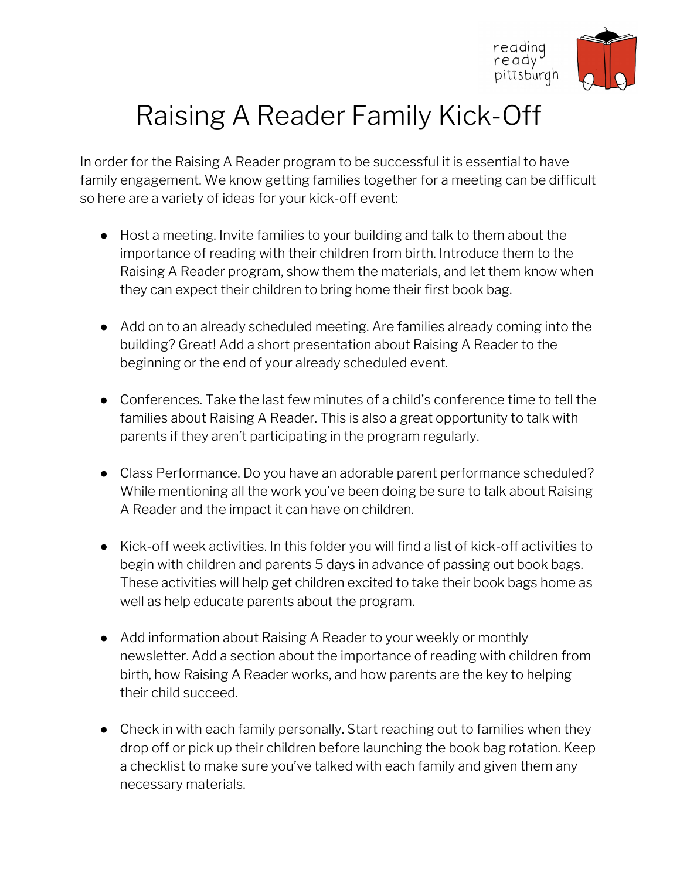# Raising A Reader Family Kick-Off

In order for the Raising A Reader program to be successful it is essential to have family engagement. We know getting families together for a meeting can be difficult so here are a variety of ideas for your kick-off event:

- Host a meeting. Invite families to your building and talk to them about the importance of reading with their children from birth. Introduce them to the Raising A Reader program, show them the materials, and let them know when they can expect their children to bring home their first book bag.

- Add on to an already scheduled meeting. Are families already coming into the building? Great! Add a short presentation about Raising A Reader to the beginning or the end of your already scheduled event.

- Conferences. Take the last few minutes of a child's conference time to tell the families about Raising A Reader. This is also a great opportunity to talk with parents if they aren't participating in the program regularly.

- Class Performance. Do you have an adorable parent performance scheduled? While mentioning all the work you've been doing be sure to talk about Raising A Reader and the impact it can have on children.

- Kick-off week activities. In this folder you will find a list of kick-off activities to begin with children and parents 5 days in advance of passing out book bags. These activities will help get children excited to take their book bags home as well as help educate parents about the program.

- Add information about Raising A Reader to your weekly or monthly newsletter. Add a section about the importance of reading with children from birth, how Raising A Reader works, and how parents are the key to helping their child succeed.

- Check in with each family personally. Start reaching out to families when they drop off or pick up their children before launching the book bag rotation. Keep a checklist to make sure you've talked with each family and given them any necessary materials.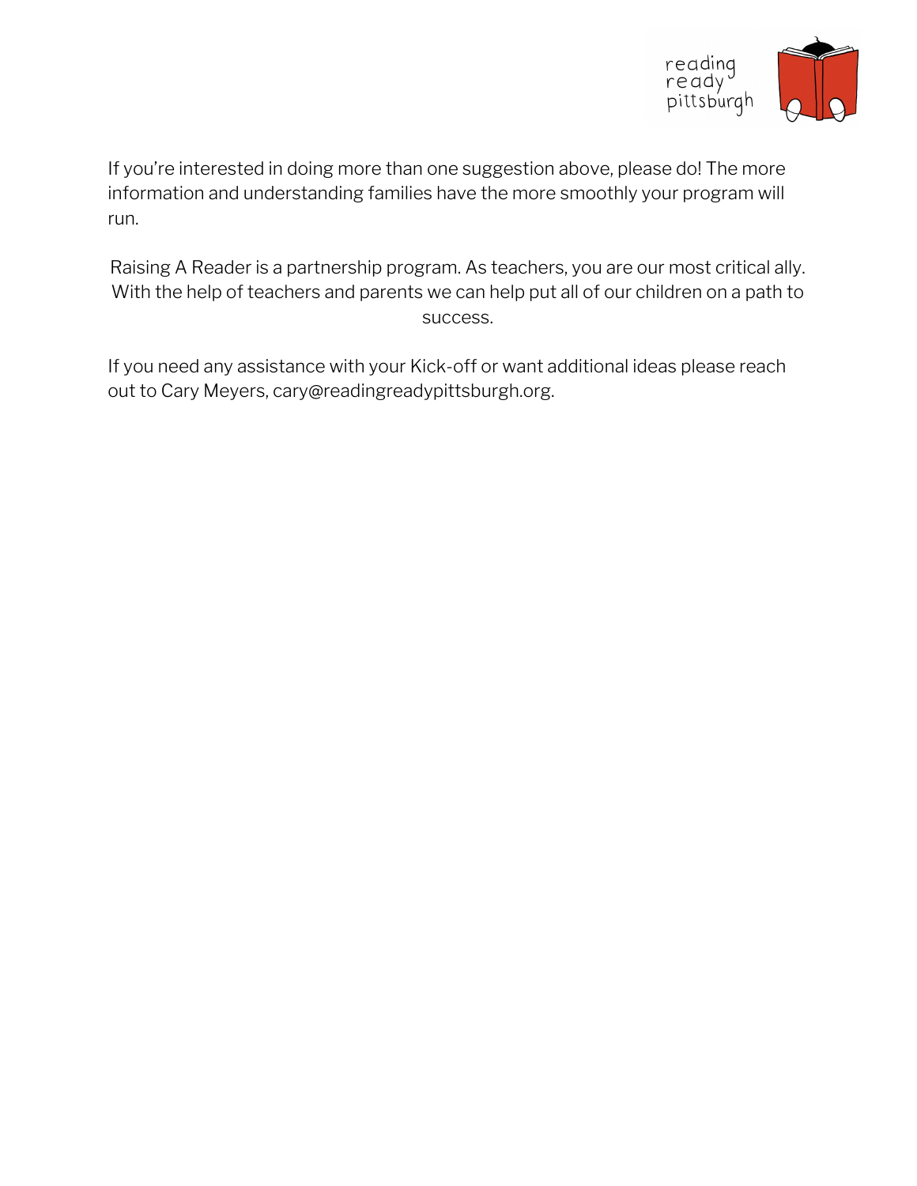If you're interested in doing more than one suggestion above, please do! The more information and understanding families have the more smoothly your program will run.

Raising A Reader is a partnership program. As teachers, you are our most critical ally. With the help of teachers and parents we can help put all of our children on a path to success.

If you need any assistance with your Kick-off or want additional ideas please reach out to Cary Meyers, cary@readingreadypittsburgh.org.